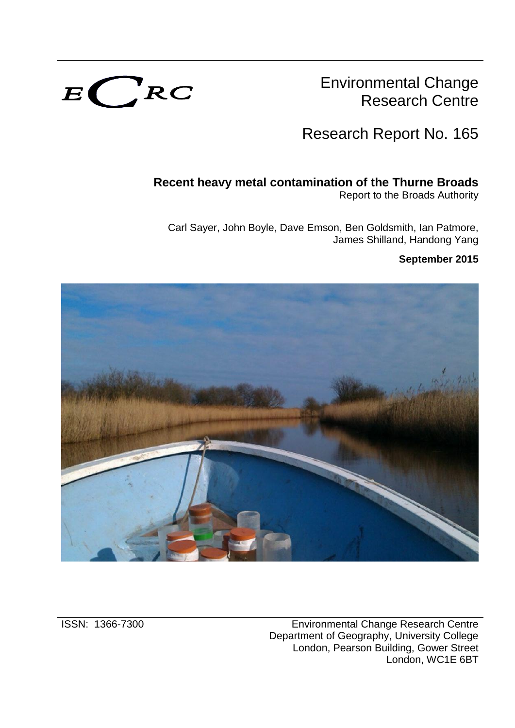ECRC

Environmental Change Research Centre

Research Report No. 165

# Recent heavy metal contamination of the Thurne Broads

Report to the Broads Authority

Carl Sayer, John Boyle, Dave Emson, Ben Goldsmith, Ian Patmore, James Shilland, Handong Yang

**September 2015**

ISSN: 1366-7300

Environmental Change Research Centre
Department of Geography, University College
London, Pearson Building, Gower Street
London, WC1E 6BT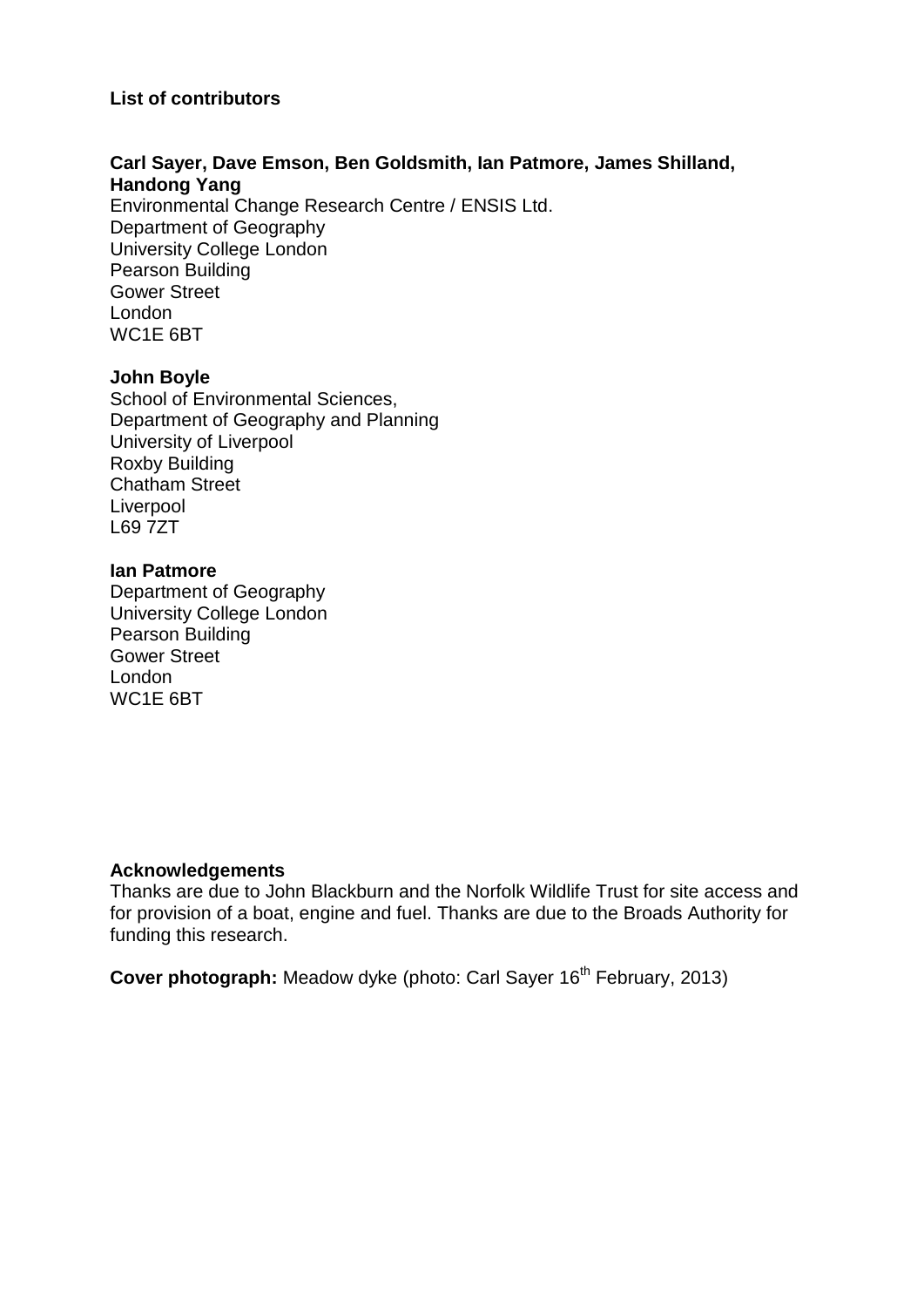**List of contributors**

**Carl Sayer, Dave Emson, Ben Goldsmith, Ian Patmore, James Shilland, Handong Yang**
Environmental Change Research Centre / ENSIS Ltd.
Department of Geography
University College London
Pearson Building
Gower Street
London
WC1E 6BT

**John Boyle**
School of Environmental Sciences,
Department of Geography and Planning
University of Liverpool
Roxby Building
Chatham Street
Liverpool
L69 7ZT

**Ian Patmore**
Department of Geography
University College London
Pearson Building
Gower Street
London
WC1E 6BT

**Acknowledgements**
Thanks are due to John Blackburn and the Norfolk Wildlife Trust for site access and for provision of a boat, engine and fuel. Thanks are due to the Broads Authority for funding this research.

**Cover photograph:** Meadow dyke (photo: Carl Sayer 16th February, 2013)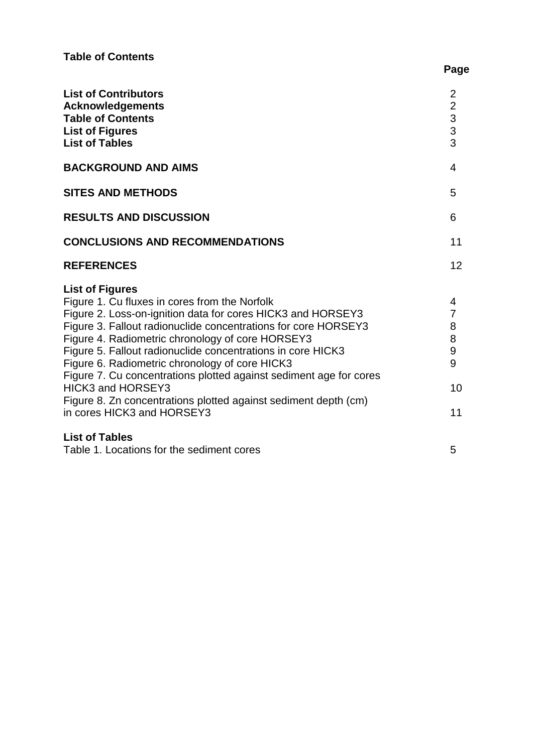**Table of Contents**

| | Page |
|---|---|
| **List of Contributors** | 2 |
| **Acknowledgements** | 2 |
| **Table of Contents** | 3 |
| **List of Figures** | 3 |
| **List of Tables** | 3 |
| **BACKGROUND AND AIMS** | 4 |
| **SITES AND METHODS** | 5 |
| **RESULTS AND DISCUSSION** | 6 |
| **CONCLUSIONS AND RECOMMENDATIONS** | 11 |
| **REFERENCES** | 12 |

**List of Figures**

| | |
|---|---|
| Figure 1. Cu fluxes in cores from the Norfolk | 4 |
| Figure 2. Loss-on-ignition data for cores HICK3 and HORSEY3 | 7 |
| Figure 3. Fallout radionuclide concentrations for core HORSEY3 | 8 |
| Figure 4. Radiometric chronology of core HORSEY3 | 8 |
| Figure 5. Fallout radionuclide concentrations in core HICK3 | 9 |
| Figure 6. Radiometric chronology of core HICK3 | 9 |
| Figure 7. Cu concentrations plotted against sediment age for cores HICK3 and HORSEY3 | 10 |
| Figure 8. Zn concentrations plotted against sediment depth (cm) in cores HICK3 and HORSEY3 | 11 |

**List of Tables**

| | |
|---|---|
| Table 1. Locations for the sediment cores | 5 |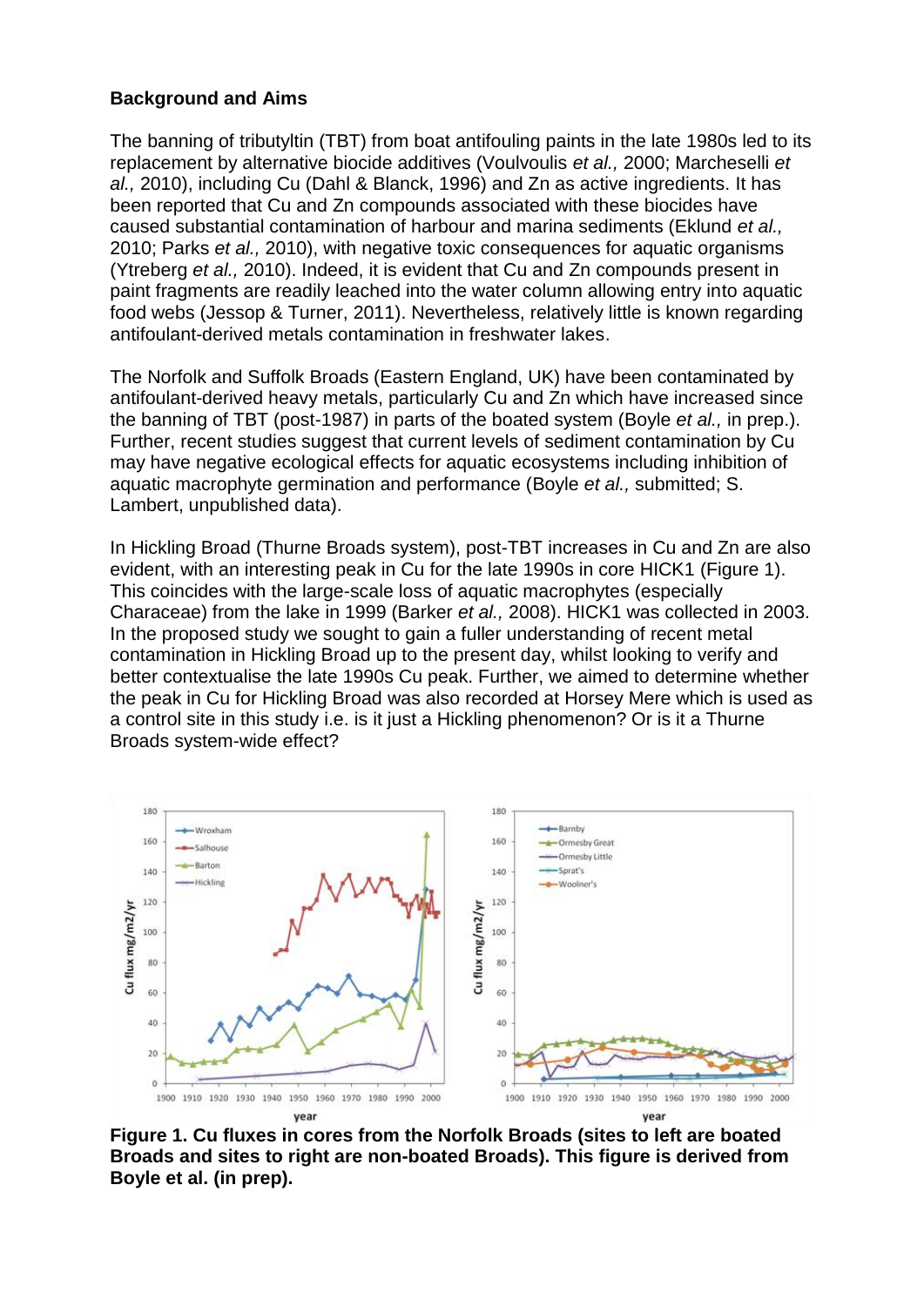**Background and Aims**

The banning of tributyltin (TBT) from boat antifouling paints in the late 1980s led to its replacement by alternative biocide additives (Voulvoulis *et al.,* 2000; Marcheselli *et al.,* 2010), including Cu (Dahl & Blanck, 1996) and Zn as active ingredients. It has been reported that Cu and Zn compounds associated with these biocides have caused substantial contamination of harbour and marina sediments (Eklund *et al.,* 2010; Parks *et al.,* 2010), with negative toxic consequences for aquatic organisms (Ytreberg *et al.,* 2010). Indeed, it is evident that Cu and Zn compounds present in paint fragments are readily leached into the water column allowing entry into aquatic food webs (Jessop & Turner, 2011). Nevertheless, relatively little is known regarding antifoulant-derived metals contamination in freshwater lakes.

The Norfolk and Suffolk Broads (Eastern England, UK) have been contaminated by antifoulant-derived heavy metals, particularly Cu and Zn which have increased since the banning of TBT (post-1987) in parts of the boated system (Boyle *et al.,* in prep.). Further, recent studies suggest that current levels of sediment contamination by Cu may have negative ecological effects for aquatic ecosystems including inhibition of aquatic macrophyte germination and performance (Boyle *et al.,* submitted; S. Lambert, unpublished data).

In Hickling Broad (Thurne Broads system), post-TBT increases in Cu and Zn are also evident, with an interesting peak in Cu for the late 1990s in core HICK1 (Figure 1). This coincides with the large-scale loss of aquatic macrophytes (especially Characeae) from the lake in 1999 (Barker *et al.,* 2008). HICK1 was collected in 2003. In the proposed study we sought to gain a fuller understanding of recent metal contamination in Hickling Broad up to the present day, whilst looking to verify and better contextualise the late 1990s Cu peak. Further, we aimed to determine whether the peak in Cu for Hickling Broad was also recorded at Horsey Mere which is used as a control site in this study i.e. is it just a Hickling phenomenon? Or is it a Thurne Broads system-wide effect?

**Figure 1. Cu fluxes in cores from the Norfolk Broads (sites to left are boated Broads and sites to right are non-boated Broads). This figure is derived from Boyle et al. (in prep).**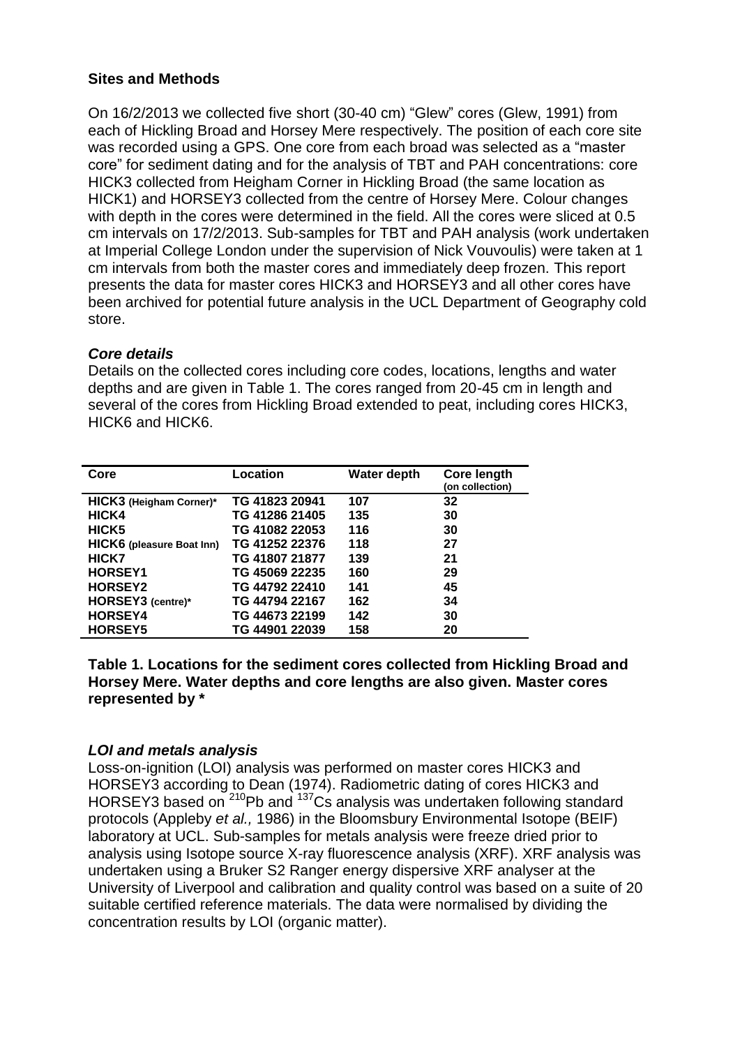**Sites and Methods**

On 16/2/2013 we collected five short (30-40 cm) "Glew" cores (Glew, 1991) from each of Hickling Broad and Horsey Mere respectively. The position of each core site was recorded using a GPS. One core from each broad was selected as a "master core" for sediment dating and for the analysis of TBT and PAH concentrations: core HICK3 collected from Heigham Corner in Hickling Broad (the same location as HICK1) and HORSEY3 collected from the centre of Horsey Mere. Colour changes with depth in the cores were determined in the field. All the cores were sliced at 0.5 cm intervals on 17/2/2013. Sub-samples for TBT and PAH analysis (work undertaken at Imperial College London under the supervision of Nick Vouvoulis) were taken at 1 cm intervals from both the master cores and immediately deep frozen. This report presents the data for master cores HICK3 and HORSEY3 and all other cores have been archived for potential future analysis in the UCL Department of Geography cold store.

### *Core details*

Details on the collected cores including core codes, locations, lengths and water depths and are given in Table 1. The cores ranged from 20-45 cm in length and several of the cores from Hickling Broad extended to peat, including cores HICK3, HICK6 and HICK6.

| Core | Location | Water depth | Core length (on collection) |
|---|---|---|---|
| **HICK3 (Heigham Corner)*** | **TG 41823 20941** | **107** | **32** |
| **HICK4** | **TG 41286 21405** | **135** | **30** |
| **HICK5** | **TG 41082 22053** | **116** | **30** |
| **HICK6 (pleasure Boat Inn)** | **TG 41252 22376** | **118** | **27** |
| **HICK7** | **TG 41807 21877** | **139** | **21** |
| **HORSEY1** | **TG 45069 22235** | **160** | **29** |
| **HORSEY2** | **TG 44792 22410** | **141** | **45** |
| **HORSEY3 (centre)*** | **TG 44794 22167** | **162** | **34** |
| **HORSEY4** | **TG 44673 22199** | **142** | **30** |
| **HORSEY5** | **TG 44901 22039** | **158** | **20** |

**Table 1. Locations for the sediment cores collected from Hickling Broad and Horsey Mere. Water depths and core lengths are also given. Master cores represented by ***

### *LOI and metals analysis*

Loss-on-ignition (LOI) analysis was performed on master cores HICK3 and HORSEY3 according to Dean (1974). Radiometric dating of cores HICK3 and HORSEY3 based on $^{210}$Pb and $^{137}$Cs analysis was undertaken following standard protocols (Appleby *et al.,* 1986) in the Bloomsbury Environmental Isotope (BEIF) laboratory at UCL. Sub-samples for metals analysis were freeze dried prior to analysis using Isotope source X-ray fluorescence analysis (XRF). XRF analysis was undertaken using a Bruker S2 Ranger energy dispersive XRF analyser at the University of Liverpool and calibration and quality control was based on a suite of 20 suitable certified reference materials. The data were normalised by dividing the concentration results by LOI (organic matter).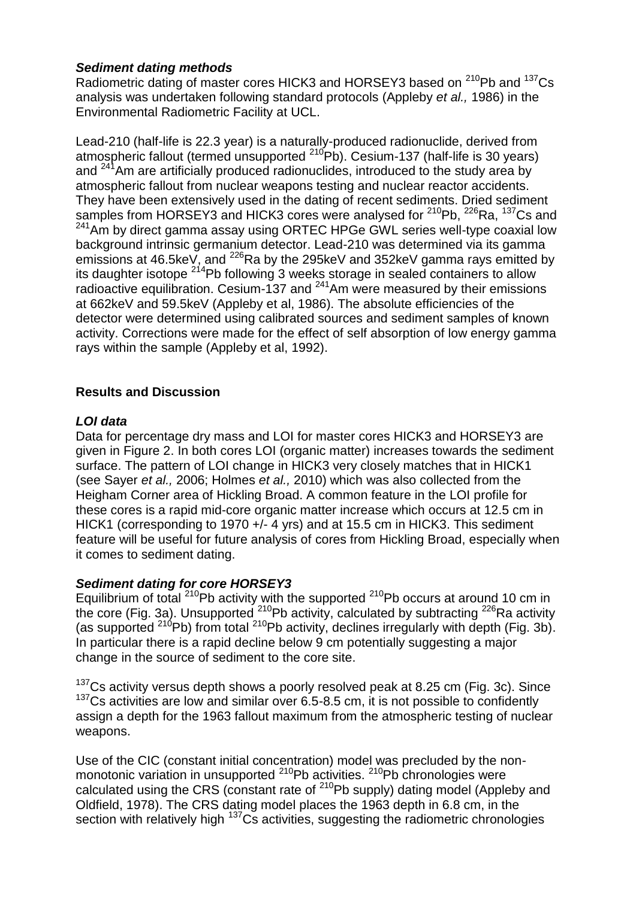### *Sediment dating methods*

Radiometric dating of master cores HICK3 and HORSEY3 based on $^{210}$Pb and $^{137}$Cs analysis was undertaken following standard protocols (Appleby *et al.,* 1986) in the Environmental Radiometric Facility at UCL.

Lead-210 (half-life is 22.3 year) is a naturally-produced radionuclide, derived from atmospheric fallout (termed unsupported $^{210}$Pb). Cesium-137 (half-life is 30 years) and $^{241}$Am are artificially produced radionuclides, introduced to the study area by atmospheric fallout from nuclear weapons testing and nuclear reactor accidents. They have been extensively used in the dating of recent sediments. Dried sediment samples from HORSEY3 and HICK3 cores were analysed for $^{210}$Pb, $^{226}$Ra, $^{137}$Cs and $^{241}$Am by direct gamma assay using ORTEC HPGe GWL series well-type coaxial low background intrinsic germanium detector. Lead-210 was determined via its gamma emissions at 46.5keV, and $^{226}$Ra by the 295keV and 352keV gamma rays emitted by its daughter isotope $^{214}$Pb following 3 weeks storage in sealed containers to allow radioactive equilibration. Cesium-137 and $^{241}$Am were measured by their emissions at 662keV and 59.5keV (Appleby et al, 1986). The absolute efficiencies of the detector were determined using calibrated sources and sediment samples of known activity. Corrections were made for the effect of self absorption of low energy gamma rays within the sample (Appleby et al, 1992).

## **Results and Discussion**

### *LOI data*

Data for percentage dry mass and LOI for master cores HICK3 and HORSEY3 are given in Figure 2. In both cores LOI (organic matter) increases towards the sediment surface. The pattern of LOI change in HICK3 very closely matches that in HICK1 (see Sayer *et al.,* 2006; Holmes *et al.,* 2010) which was also collected from the Heigham Corner area of Hickling Broad. A common feature in the LOI profile for these cores is a rapid mid-core organic matter increase which occurs at 12.5 cm in HICK1 (corresponding to 1970 +/- 4 yrs) and at 15.5 cm in HICK3. This sediment feature will be useful for future analysis of cores from Hickling Broad, especially when it comes to sediment dating.

### *Sediment dating for core HORSEY3*

Equilibrium of total $^{210}$Pb activity with the supported $^{210}$Pb occurs at around 10 cm in the core (Fig. 3a). Unsupported $^{210}$Pb activity, calculated by subtracting $^{226}$Ra activity (as supported $^{210}$Pb) from total $^{210}$Pb activity, declines irregularly with depth (Fig. 3b). In particular there is a rapid decline below 9 cm potentially suggesting a major change in the source of sediment to the core site.

$^{137}$Cs activity versus depth shows a poorly resolved peak at 8.25 cm (Fig. 3c). Since $^{137}$Cs activities are low and similar over 6.5-8.5 cm, it is not possible to confidently assign a depth for the 1963 fallout maximum from the atmospheric testing of nuclear weapons.

Use of the CIC (constant initial concentration) model was precluded by the non-monotonic variation in unsupported $^{210}$Pb activities. $^{210}$Pb chronologies were calculated using the CRS (constant rate of $^{210}$Pb supply) dating model (Appleby and Oldfield, 1978). The CRS dating model places the 1963 depth in 6.8 cm, in the section with relatively high $^{137}$Cs activities, suggesting the radiometric chronologies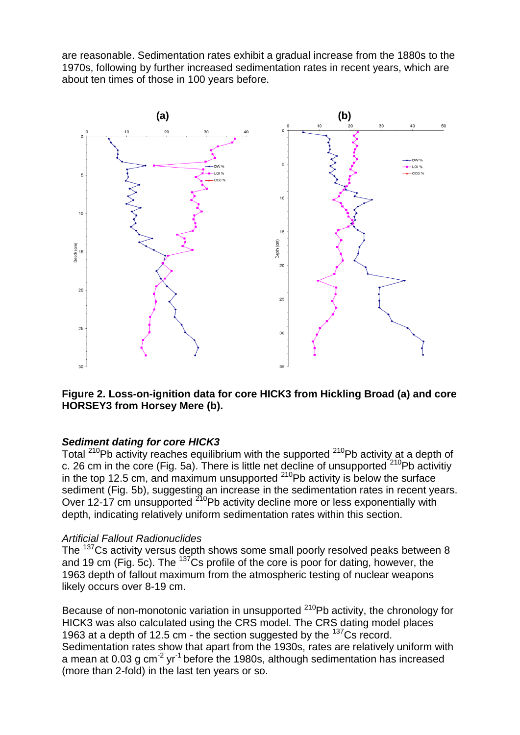are reasonable. Sedimentation rates exhibit a gradual increase from the 1880s to the 1970s, following by further increased sedimentation rates in recent years, which are about ten times of those in 100 years before.

**Figure 2. Loss-on-ignition data for core HICK3 from Hickling Broad (a) and core HORSEY3 from Horsey Mere (b).**

### *Sediment dating for core HICK3*

Total $^{210}$Pb activity reaches equilibrium with the supported $^{210}$Pb activity at a depth of c. 26 cm in the core (Fig. 5a). There is little net decline of unsupported $^{210}$Pb activitiy in the top 12.5 cm, and maximum unsupported $^{210}$Pb activity is below the surface sediment (Fig. 5b), suggesting an increase in the sedimentation rates in recent years. Over 12-17 cm unsupported $^{210}$Pb activity decline more or less exponentially with depth, indicating relatively uniform sedimentation rates within this section.

*Artificial Fallout Radionuclides*

The $^{137}$Cs activity versus depth shows some small poorly resolved peaks between 8 and 19 cm (Fig. 5c). The $^{137}$Cs profile of the core is poor for dating, however, the 1963 depth of fallout maximum from the atmospheric testing of nuclear weapons likely occurs over 8-19 cm.

Because of non-monotonic variation in unsupported $^{210}$Pb activity, the chronology for HICK3 was also calculated using the CRS model. The CRS dating model places 1963 at a depth of 12.5 cm - the section suggested by the $^{137}$Cs record. Sedimentation rates show that apart from the 1930s, rates are relatively uniform with a mean at 0.03 g cm$^{-2}$ yr$^{-1}$ before the 1980s, although sedimentation has increased (more than 2-fold) in the last ten years or so.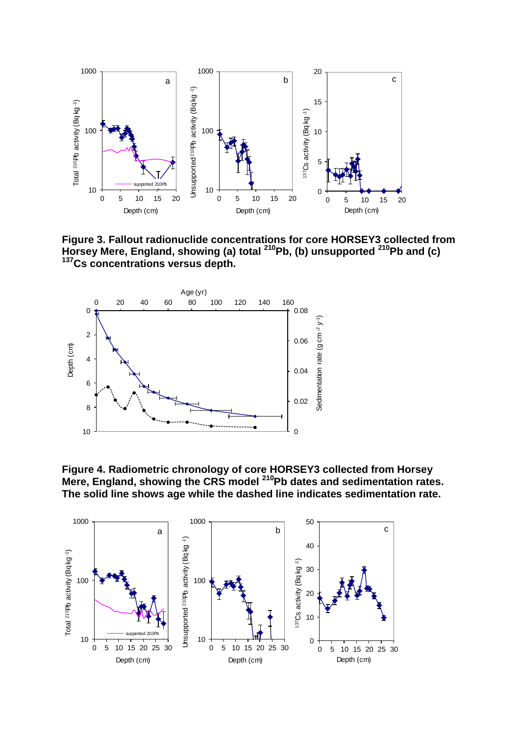**Figure 3. Fallout radionuclide concentrations for core HORSEY3 collected from Horsey Mere, England, showing (a) total $^{210}$Pb, (b) unsupported $^{210}$Pb and (c) $^{137}$Cs concentrations versus depth.**

**Figure 4. Radiometric chronology of core HORSEY3 collected from Horsey Mere, England, showing the CRS model $^{210}$Pb dates and sedimentation rates. The solid line shows age while the dashed line indicates sedimentation rate.**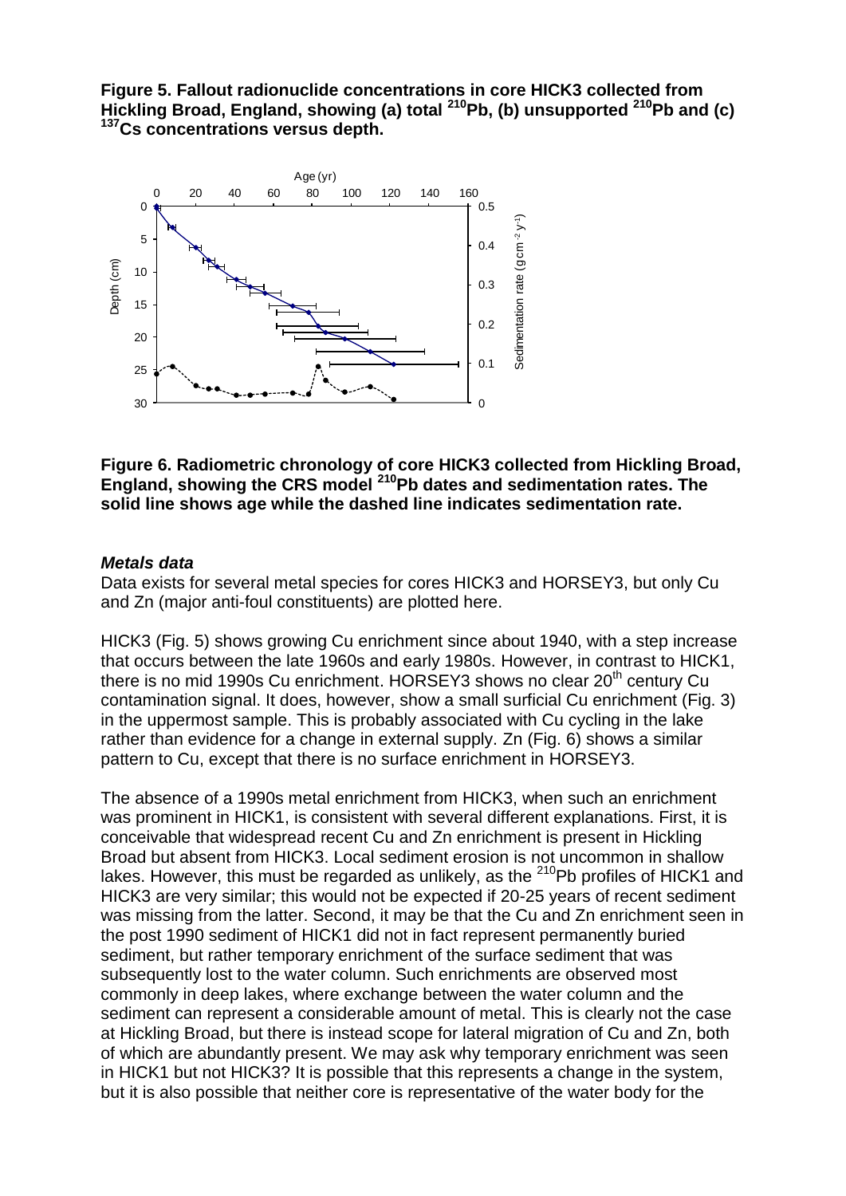**Figure 5. Fallout radionuclide concentrations in core HICK3 collected from Hickling Broad, England, showing (a) total $^{210}Pb$, (b) unsupported $^{210}Pb$ and (c) $^{137}Cs$ concentrations versus depth.**

**Figure 6. Radiometric chronology of core HICK3 collected from Hickling Broad, England, showing the CRS model $^{210}Pb$ dates and sedimentation rates. The solid line shows age while the dashed line indicates sedimentation rate.**

### *Metals data*

Data exists for several metal species for cores HICK3 and HORSEY3, but only Cu and Zn (major anti-foul constituents) are plotted here.

HICK3 (Fig. 5) shows growing Cu enrichment since about 1940, with a step increase that occurs between the late 1960s and early 1980s. However, in contrast to HICK1, there is no mid 1990s Cu enrichment. HORSEY3 shows no clear 20th century Cu contamination signal. It does, however, show a small surficial Cu enrichment (Fig. 3) in the uppermost sample. This is probably associated with Cu cycling in the lake rather than evidence for a change in external supply. Zn (Fig. 6) shows a similar pattern to Cu, except that there is no surface enrichment in HORSEY3.

The absence of a 1990s metal enrichment from HICK3, when such an enrichment was prominent in HICK1, is consistent with several different explanations. First, it is conceivable that widespread recent Cu and Zn enrichment is present in Hickling Broad but absent from HICK3. Local sediment erosion is not uncommon in shallow lakes. However, this must be regarded as unlikely, as the $^{210}Pb$ profiles of HICK1 and HICK3 are very similar; this would not be expected if 20-25 years of recent sediment was missing from the latter. Second, it may be that the Cu and Zn enrichment seen in the post 1990 sediment of HICK1 did not in fact represent permanently buried sediment, but rather temporary enrichment of the surface sediment that was subsequently lost to the water column. Such enrichments are observed most commonly in deep lakes, where exchange between the water column and the sediment can represent a considerable amount of metal. This is clearly not the case at Hickling Broad, but there is instead scope for lateral migration of Cu and Zn, both of which are abundantly present. We may ask why temporary enrichment was seen in HICK1 but not HICK3? It is possible that this represents a change in the system, but it is also possible that neither core is representative of the water body for the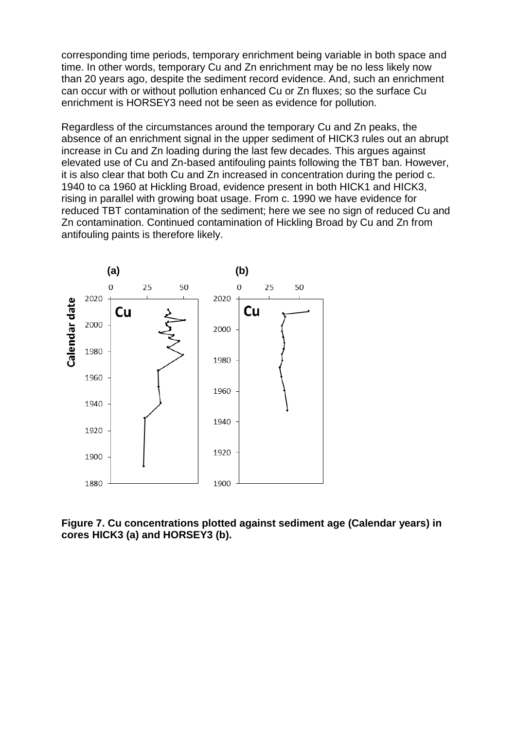corresponding time periods, temporary enrichment being variable in both space and time. In other words, temporary Cu and Zn enrichment may be no less likely now than 20 years ago, despite the sediment record evidence. And, such an enrichment can occur with or without pollution enhanced Cu or Zn fluxes; so the surface Cu enrichment is HORSEY3 need not be seen as evidence for pollution.

Regardless of the circumstances around the temporary Cu and Zn peaks, the absence of an enrichment signal in the upper sediment of HICK3 rules out an abrupt increase in Cu and Zn loading during the last few decades. This argues against elevated use of Cu and Zn-based antifouling paints following the TBT ban. However, it is also clear that both Cu and Zn increased in concentration during the period c. 1940 to ca 1960 at Hickling Broad, evidence present in both HICK1 and HICK3, rising in parallel with growing boat usage. From c. 1990 we have evidence for reduced TBT contamination of the sediment; here we see no sign of reduced Cu and Zn contamination. Continued contamination of Hickling Broad by Cu and Zn from antifouling paints is therefore likely.

**Figure 7. Cu concentrations plotted against sediment age (Calendar years) in cores HICK3 (a) and HORSEY3 (b).**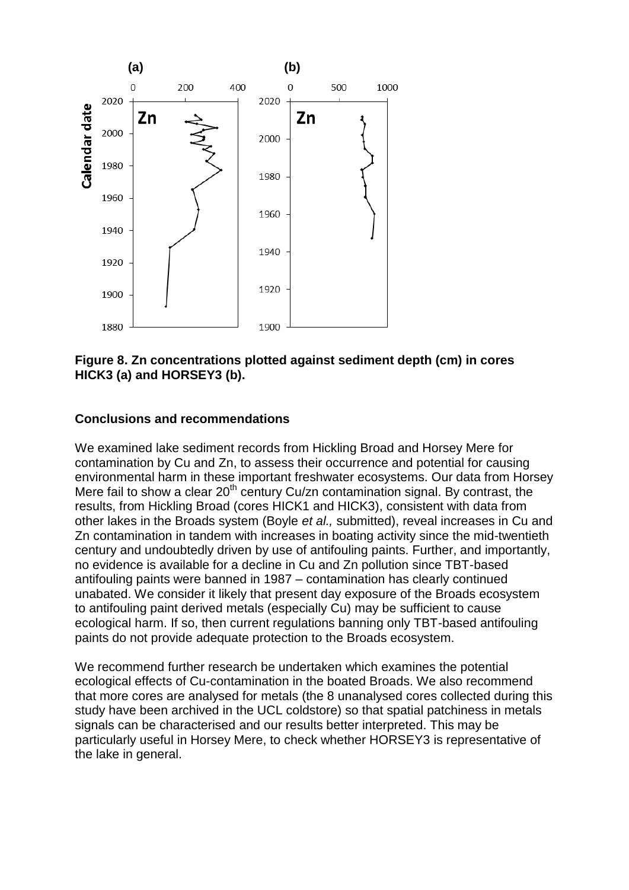**Figure 8. Zn concentrations plotted against sediment depth (cm) in cores HICK3 (a) and HORSEY3 (b).**

## Conclusions and recommendations

We examined lake sediment records from Hickling Broad and Horsey Mere for contamination by Cu and Zn, to assess their occurrence and potential for causing environmental harm in these important freshwater ecosystems. Our data from Horsey Mere fail to show a clear 20th century Cu/zn contamination signal. By contrast, the results, from Hickling Broad (cores HICK1 and HICK3), consistent with data from other lakes in the Broads system (Boyle *et al.,* submitted), reveal increases in Cu and Zn contamination in tandem with increases in boating activity since the mid-twentieth century and undoubtedly driven by use of antifouling paints. Further, and importantly, no evidence is available for a decline in Cu and Zn pollution since TBT-based antifouling paints were banned in 1987 – contamination has clearly continued unabated. We consider it likely that present day exposure of the Broads ecosystem to antifouling paint derived metals (especially Cu) may be sufficient to cause ecological harm. If so, then current regulations banning only TBT-based antifouling paints do not provide adequate protection to the Broads ecosystem.

We recommend further research be undertaken which examines the potential ecological effects of Cu-contamination in the boated Broads. We also recommend that more cores are analysed for metals (the 8 unanalysed cores collected during this study have been archived in the UCL coldstore) so that spatial patchiness in metals signals can be characterised and our results better interpreted. This may be particularly useful in Horsey Mere, to check whether HORSEY3 is representative of the lake in general.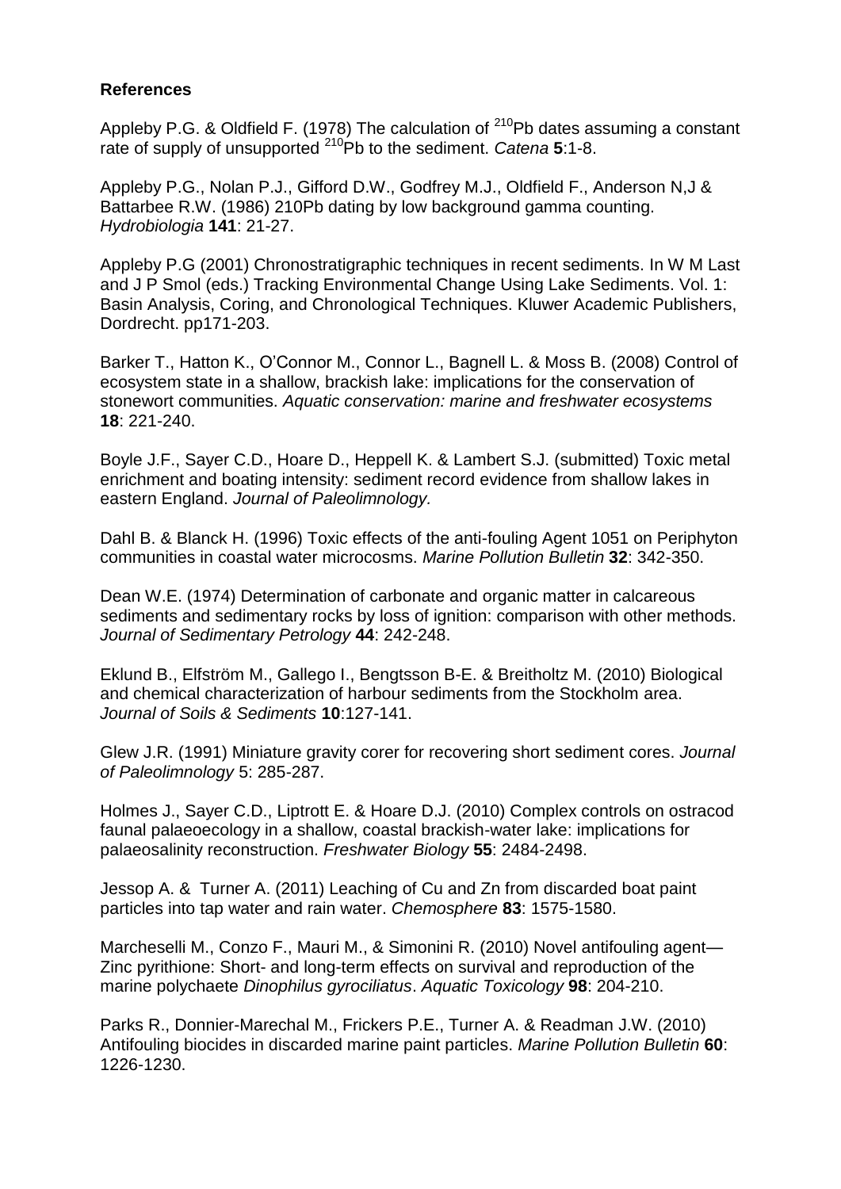**References**

Appleby P.G. & Oldfield F. (1978) The calculation of $^{210}$Pb dates assuming a constant rate of supply of unsupported $^{210}$Pb to the sediment. *Catena* **5**:1-8.

Appleby P.G., Nolan P.J., Gifford D.W., Godfrey M.J., Oldfield F., Anderson N,J & Battarbee R.W. (1986) 210Pb dating by low background gamma counting. *Hydrobiologia* **141**: 21-27.

Appleby P.G (2001) Chronostratigraphic techniques in recent sediments. In W M Last and J P Smol (eds.) Tracking Environmental Change Using Lake Sediments. Vol. 1: Basin Analysis, Coring, and Chronological Techniques. Kluwer Academic Publishers, Dordrecht. pp171-203.

Barker T., Hatton K., O'Connor M., Connor L., Bagnell L. & Moss B. (2008) Control of ecosystem state in a shallow, brackish lake: implications for the conservation of stonewort communities. *Aquatic conservation: marine and freshwater ecosystems* **18**: 221-240.

Boyle J.F., Sayer C.D., Hoare D., Heppell K. & Lambert S.J. (submitted) Toxic metal enrichment and boating intensity: sediment record evidence from shallow lakes in eastern England. *Journal of Paleolimnology.*

Dahl B. & Blanck H. (1996) Toxic effects of the anti-fouling Agent 1051 on Periphyton communities in coastal water microcosms. *Marine Pollution Bulletin* **32**: 342-350.

Dean W.E. (1974) Determination of carbonate and organic matter in calcareous sediments and sedimentary rocks by loss of ignition: comparison with other methods. *Journal of Sedimentary Petrology* **44**: 242-248.

Eklund B., Elfström M., Gallego I., Bengtsson B-E. & Breitholtz M. (2010) Biological and chemical characterization of harbour sediments from the Stockholm area. *Journal of Soils & Sediments* **10**:127-141.

Glew J.R. (1991) Miniature gravity corer for recovering short sediment cores. *Journal of Paleolimnology* 5: 285-287.

Holmes J., Sayer C.D., Liptrott E. & Hoare D.J. (2010) Complex controls on ostracod faunal palaeoecology in a shallow, coastal brackish-water lake: implications for palaeosalinity reconstruction. *Freshwater Biology* **55**: 2484-2498.

Jessop A. & Turner A. (2011) Leaching of Cu and Zn from discarded boat paint particles into tap water and rain water. *Chemosphere* **83**: 1575-1580.

Marcheselli M., Conzo F., Mauri M., & Simonini R. (2010) Novel antifouling agent—Zinc pyrithione: Short- and long-term effects on survival and reproduction of the marine polychaete *Dinophilus gyrociliatus*. *Aquatic Toxicology* **98**: 204-210.

Parks R., Donnier-Marechal M., Frickers P.E., Turner A. & Readman J.W. (2010) Antifouling biocides in discarded marine paint particles. *Marine Pollution Bulletin* **60**: 1226-1230.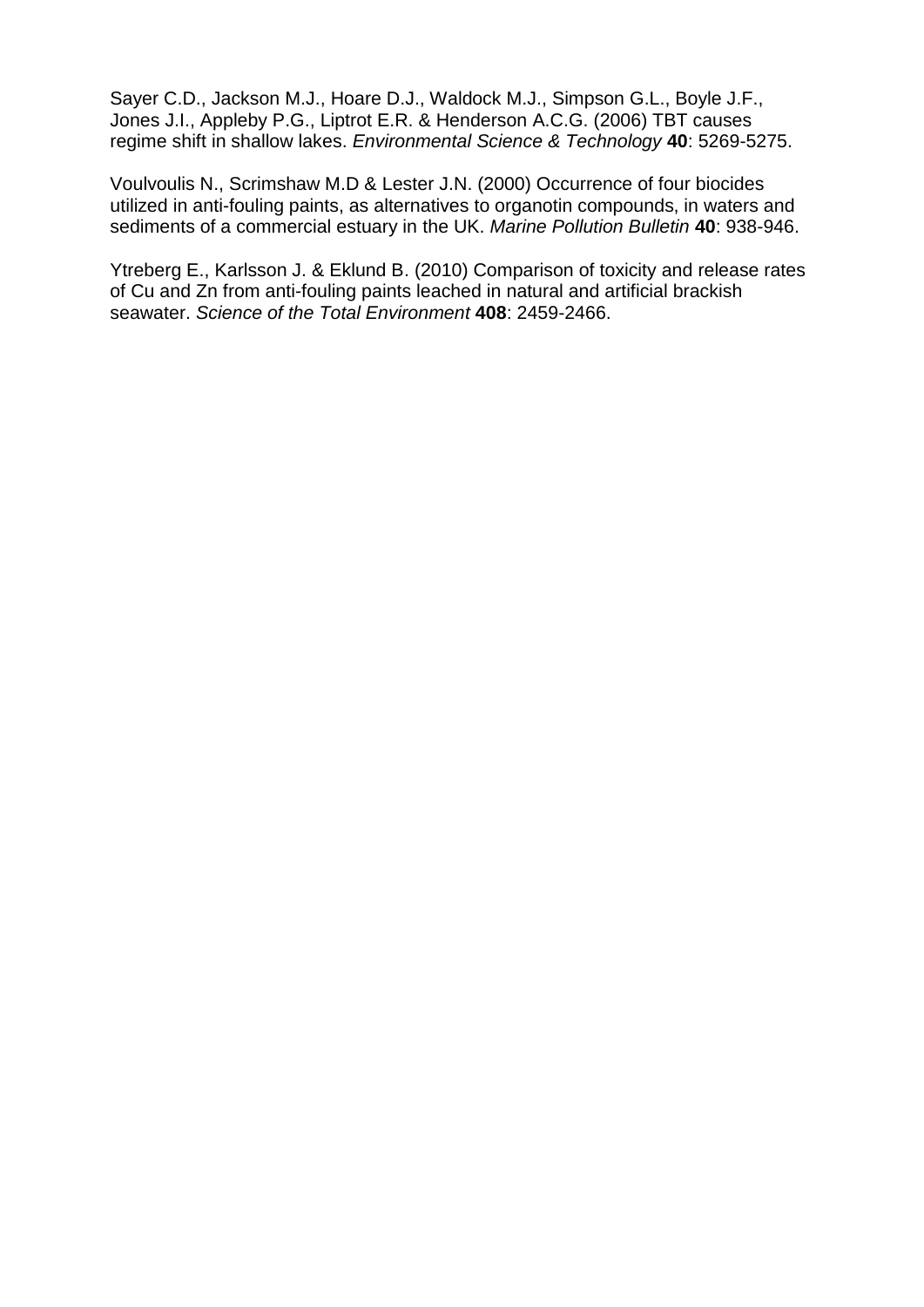Sayer C.D., Jackson M.J., Hoare D.J., Waldock M.J., Simpson G.L., Boyle J.F., Jones J.I., Appleby P.G., Liptrot E.R. & Henderson A.C.G. (2006) TBT causes regime shift in shallow lakes. *Environmental Science & Technology* **40**: 5269-5275.

Voulvoulis N., Scrimshaw M.D & Lester J.N. (2000) Occurrence of four biocides utilized in anti-fouling paints, as alternatives to organotin compounds, in waters and sediments of a commercial estuary in the UK. *Marine Pollution Bulletin* **40**: 938-946.

Ytreberg E., Karlsson J. & Eklund B. (2010) Comparison of toxicity and release rates of Cu and Zn from anti-fouling paints leached in natural and artificial brackish seawater. *Science of the Total Environment* **408**: 2459-2466.